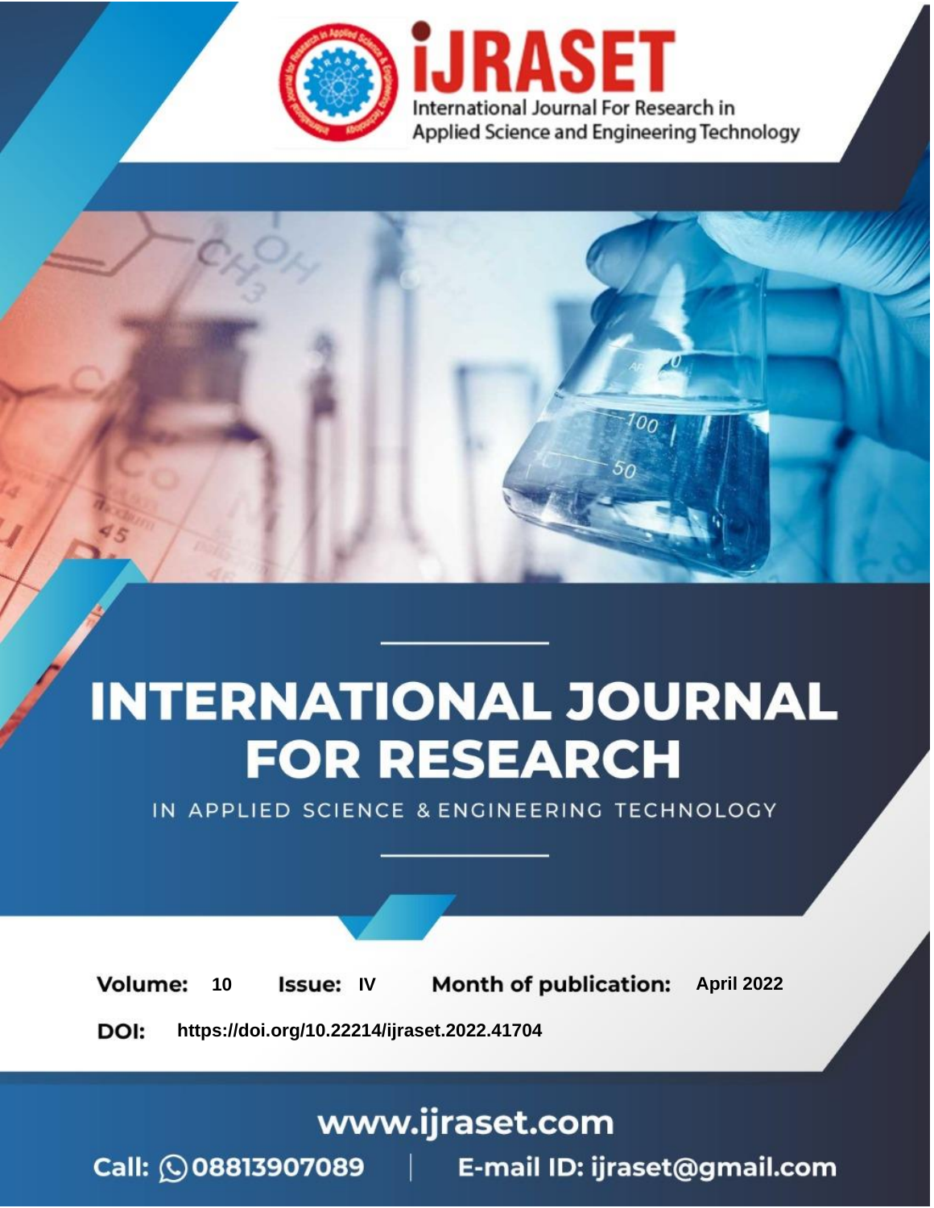# INTERNATIONAL JOURNAL FOR RESEARCH

IN APPLIED SCIENCE & ENGINEERING TECHNOLOGY

**Volume:** 10 **Issue:** IV **Month of publication:** April 2022

**DOI:** https://doi.org/10.22214/ijraset.2022.41704

www.ijraset.com

Call: 08813907089 | E-mail ID: ijraset@gmail.com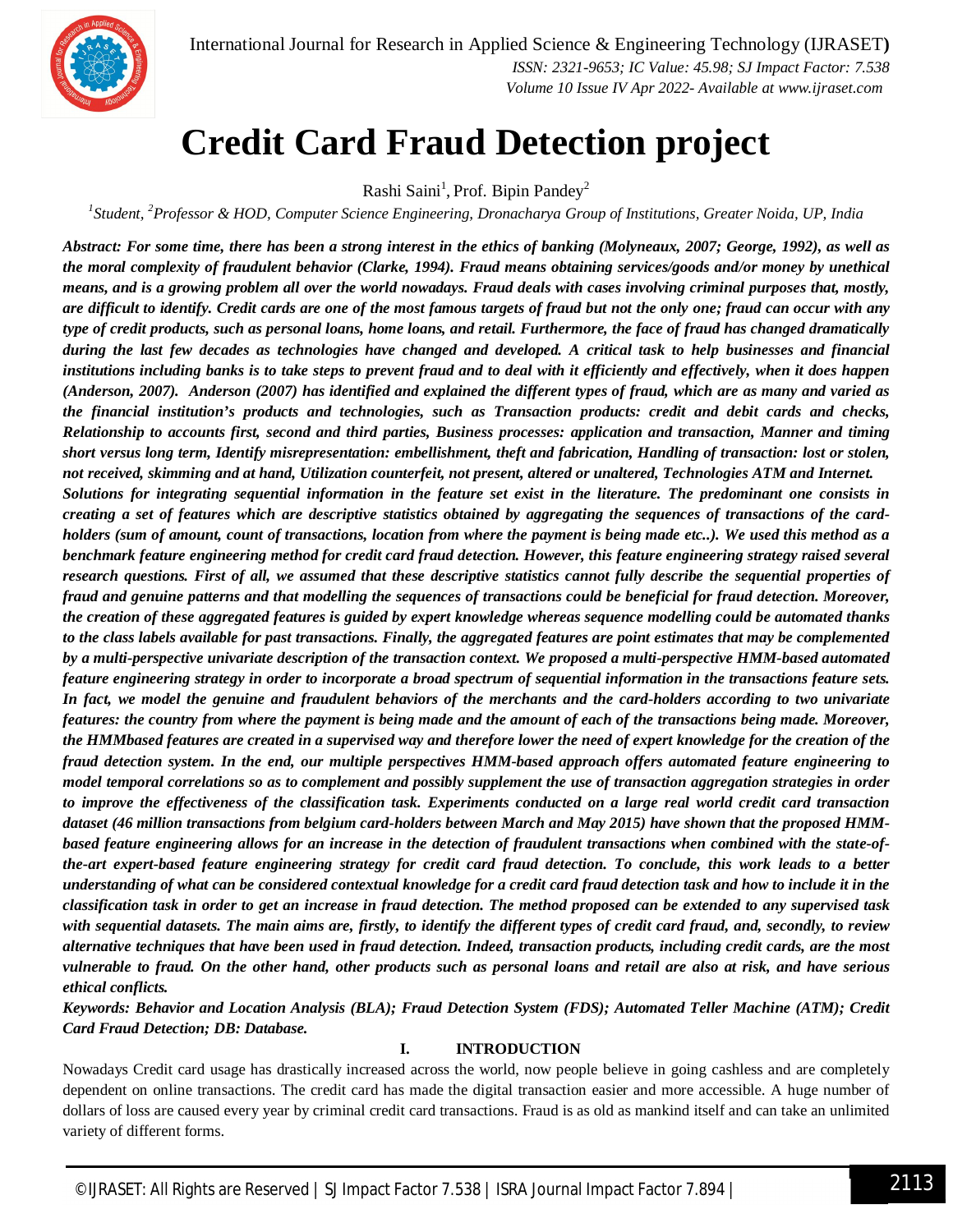# Credit Card Fraud Detection project

Rashi Saini[1], Prof. Bipin Pandey[2]

[1]*Student,* [2]*Professor & HOD, Computer Science Engineering, Dronacharya Group of Institutions, Greater Noida, UP, India*

***Abstract: For some time, there has been a strong interest in the ethics of banking (Molyneaux, 2007; George, 1992), as well as the moral complexity of fraudulent behavior (Clarke, 1994). Fraud means obtaining services/goods and/or money by unethical means, and is a growing problem all over the world nowadays. Fraud deals with cases involving criminal purposes that, mostly, are difficult to identify. Credit cards are one of the most famous targets of fraud but not the only one; fraud can occur with any type of credit products, such as personal loans, home loans, and retail. Furthermore, the face of fraud has changed dramatically during the last few decades as technologies have changed and developed. A critical task to help businesses and financial institutions including banks is to take steps to prevent fraud and to deal with it efficiently and effectively, when it does happen (Anderson, 2007). Anderson (2007) has identified and explained the different types of fraud, which are as many and varied as the financial institution's products and technologies, such as Transaction products: credit and debit cards and checks, Relationship to accounts first, second and third parties, Business processes: application and transaction, Manner and timing short versus long term, Identify misrepresentation: embellishment, theft and fabrication, Handling of transaction: lost or stolen, not received, skimming and at hand, Utilization counterfeit, not present, altered or unaltered, Technologies ATM and Internet.***

***Solutions for integrating sequential information in the feature set exist in the literature. The predominant one consists in creating a set of features which are descriptive statistics obtained by aggregating the sequences of transactions of the card-holders (sum of amount, count of transactions, location from where the payment is being made etc..). We used this method as a benchmark feature engineering method for credit card fraud detection. However, this feature engineering strategy raised several research questions. First of all, we assumed that these descriptive statistics cannot fully describe the sequential properties of fraud and genuine patterns and that modelling the sequences of transactions could be beneficial for fraud detection. Moreover, the creation of these aggregated features is guided by expert knowledge whereas sequence modelling could be automated thanks to the class labels available for past transactions. Finally, the aggregated features are point estimates that may be complemented by a multi-perspective univariate description of the transaction context. We proposed a multi-perspective HMM-based automated feature engineering strategy in order to incorporate a broad spectrum of sequential information in the transactions feature sets. In fact, we model the genuine and fraudulent behaviors of the merchants and the card-holders according to two univariate features: the country from where the payment is being made and the amount of each of the transactions being made. Moreover, the HMMbased features are created in a supervised way and therefore lower the need of expert knowledge for the creation of the fraud detection system. In the end, our multiple perspectives HMM-based approach offers automated feature engineering to model temporal correlations so as to complement and possibly supplement the use of transaction aggregation strategies in order to improve the effectiveness of the classification task. Experiments conducted on a large real world credit card transaction dataset (46 million transactions from belgium card-holders between March and May 2015) have shown that the proposed HMM-based feature engineering allows for an increase in the detection of fraudulent transactions when combined with the state-of-the-art expert-based feature engineering strategy for credit card fraud detection. To conclude, this work leads to a better understanding of what can be considered contextual knowledge for a credit card fraud detection task and how to include it in the classification task in order to get an increase in fraud detection. The method proposed can be extended to any supervised task with sequential datasets. The main aims are, firstly, to identify the different types of credit card fraud, and, secondly, to review alternative techniques that have been used in fraud detection. Indeed, transaction products, including credit cards, are the most vulnerable to fraud. On the other hand, other products such as personal loans and retail are also at risk, and have serious ethical conflicts.***

***Keywords: Behavior and Location Analysis (BLA); Fraud Detection System (FDS); Automated Teller Machine (ATM); Credit Card Fraud Detection; DB: Database.***

## I. INTRODUCTION

Nowadays Credit card usage has drastically increased across the world, now people believe in going cashless and are completely dependent on online transactions. The credit card has made the digital transaction easier and more accessible. A huge number of dollars of loss are caused every year by criminal credit card transactions. Fraud is as old as mankind itself and can take an unlimited variety of different forms.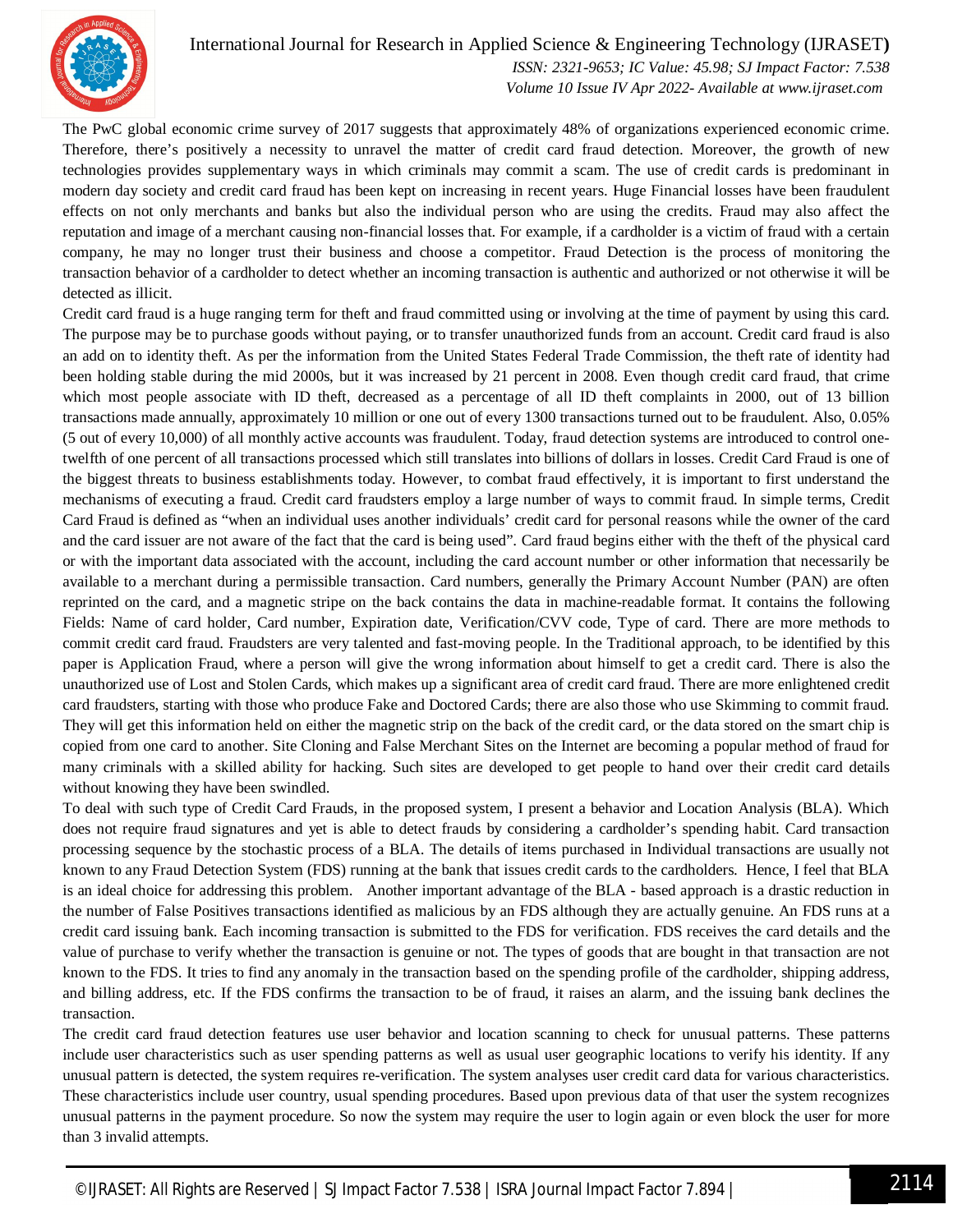The PwC global economic crime survey of 2017 suggests that approximately 48% of organizations experienced economic crime. Therefore, there's positively a necessity to unravel the matter of credit card fraud detection. Moreover, the growth of new technologies provides supplementary ways in which criminals may commit a scam. The use of credit cards is predominant in modern day society and credit card fraud has been kept on increasing in recent years. Huge Financial losses have been fraudulent effects on not only merchants and banks but also the individual person who are using the credits. Fraud may also affect the reputation and image of a merchant causing non-financial losses that. For example, if a cardholder is a victim of fraud with a certain company, he may no longer trust their business and choose a competitor. Fraud Detection is the process of monitoring the transaction behavior of a cardholder to detect whether an incoming transaction is authentic and authorized or not otherwise it will be detected as illicit.

Credit card fraud is a huge ranging term for theft and fraud committed using or involving at the time of payment by using this card. The purpose may be to purchase goods without paying, or to transfer unauthorized funds from an account. Credit card fraud is also an add on to identity theft. As per the information from the United States Federal Trade Commission, the theft rate of identity had been holding stable during the mid 2000s, but it was increased by 21 percent in 2008. Even though credit card fraud, that crime which most people associate with ID theft, decreased as a percentage of all ID theft complaints in 2000, out of 13 billion transactions made annually, approximately 10 million or one out of every 1300 transactions turned out to be fraudulent. Also, 0.05% (5 out of every 10,000) of all monthly active accounts was fraudulent. Today, fraud detection systems are introduced to control one-twelfth of one percent of all transactions processed which still translates into billions of dollars in losses. Credit Card Fraud is one of the biggest threats to business establishments today. However, to combat fraud effectively, it is important to first understand the mechanisms of executing a fraud. Credit card fraudsters employ a large number of ways to commit fraud. In simple terms, Credit Card Fraud is defined as "when an individual uses another individuals' credit card for personal reasons while the owner of the card and the card issuer are not aware of the fact that the card is being used". Card fraud begins either with the theft of the physical card or with the important data associated with the account, including the card account number or other information that necessarily be available to a merchant during a permissible transaction. Card numbers, generally the Primary Account Number (PAN) are often reprinted on the card, and a magnetic stripe on the back contains the data in machine-readable format. It contains the following Fields: Name of card holder, Card number, Expiration date, Verification/CVV code, Type of card. There are more methods to commit credit card fraud. Fraudsters are very talented and fast-moving people. In the Traditional approach, to be identified by this paper is Application Fraud, where a person will give the wrong information about himself to get a credit card. There is also the unauthorized use of Lost and Stolen Cards, which makes up a significant area of credit card fraud. There are more enlightened credit card fraudsters, starting with those who produce Fake and Doctored Cards; there are also those who use Skimming to commit fraud. They will get this information held on either the magnetic strip on the back of the credit card, or the data stored on the smart chip is copied from one card to another. Site Cloning and False Merchant Sites on the Internet are becoming a popular method of fraud for many criminals with a skilled ability for hacking. Such sites are developed to get people to hand over their credit card details without knowing they have been swindled.

To deal with such type of Credit Card Frauds, in the proposed system, I present a behavior and Location Analysis (BLA). Which does not require fraud signatures and yet is able to detect frauds by considering a cardholder's spending habit. Card transaction processing sequence by the stochastic process of a BLA. The details of items purchased in Individual transactions are usually not known to any Fraud Detection System (FDS) running at the bank that issues credit cards to the cardholders. Hence, I feel that BLA is an ideal choice for addressing this problem. Another important advantage of the BLA - based approach is a drastic reduction in the number of False Positives transactions identified as malicious by an FDS although they are actually genuine. An FDS runs at a credit card issuing bank. Each incoming transaction is submitted to the FDS for verification. FDS receives the card details and the value of purchase to verify whether the transaction is genuine or not. The types of goods that are bought in that transaction are not known to the FDS. It tries to find any anomaly in the transaction based on the spending profile of the cardholder, shipping address, and billing address, etc. If the FDS confirms the transaction to be of fraud, it raises an alarm, and the issuing bank declines the transaction.

The credit card fraud detection features use user behavior and location scanning to check for unusual patterns. These patterns include user characteristics such as user spending patterns as well as usual user geographic locations to verify his identity. If any unusual pattern is detected, the system requires re-verification. The system analyses user credit card data for various characteristics. These characteristics include user country, usual spending procedures. Based upon previous data of that user the system recognizes unusual patterns in the payment procedure. So now the system may require the user to login again or even block the user for more than 3 invalid attempts.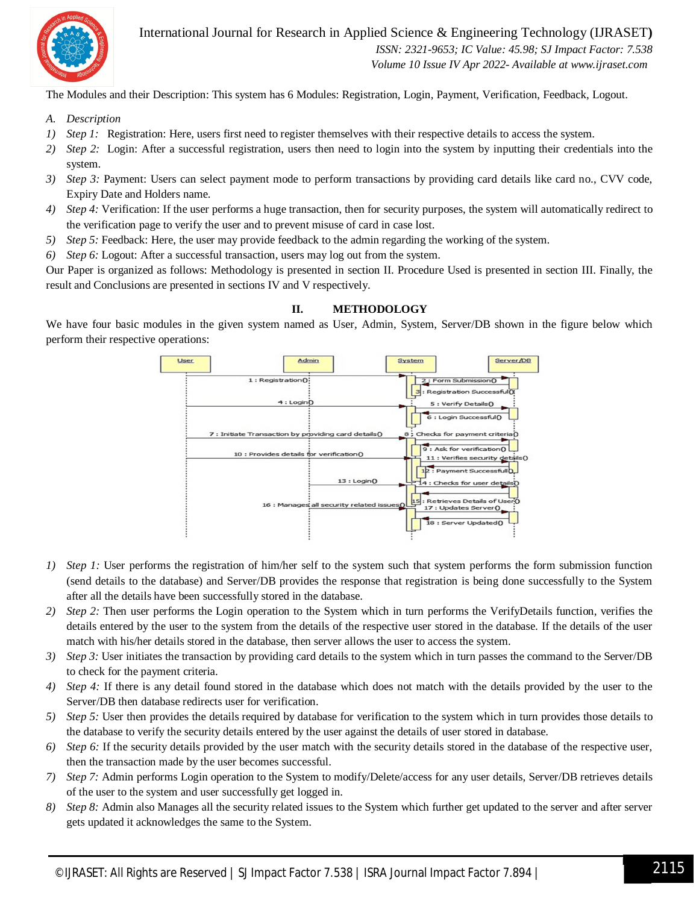The Modules and their Description: This system has 6 Modules: Registration, Login, Payment, Verification, Feedback, Logout.

*A. Description*

1) *Step 1:* Registration: Here, users first need to register themselves with their respective details to access the system.
2) *Step 2:* Login: After a successful registration, users then need to login into the system by inputting their credentials into the system.
3) *Step 3:* Payment: Users can select payment mode to perform transactions by providing card details like card no., CVV code, Expiry Date and Holders name.
4) *Step 4:* Verification: If the user performs a huge transaction, then for security purposes, the system will automatically redirect to the verification page to verify the user and to prevent misuse of card in case lost.
5) *Step 5:* Feedback: Here, the user may provide feedback to the admin regarding the working of the system.
6) *Step 6:* Logout: After a successful transaction, users may log out from the system.

Our Paper is organized as follows: Methodology is presented in section II. Procedure Used is presented in section III. Finally, the result and Conclusions are presented in sections IV and V respectively.

## II. METHODOLOGY

We have four basic modules in the given system named as User, Admin, System, Server/DB shown in the figure below which perform their respective operations:

1) *Step 1:* User performs the registration of him/her self to the system such that system performs the form submission function (send details to the database) and Server/DB provides the response that registration is being done successfully to the System after all the details have been successfully stored in the database.
2) *Step 2:* Then user performs the Login operation to the System which in turn performs the VerifyDetails function, verifies the details entered by the user to the system from the details of the respective user stored in the database. If the details of the user match with his/her details stored in the database, then server allows the user to access the system.
3) *Step 3:* User initiates the transaction by providing card details to the system which in turn passes the command to the Server/DB to check for the payment criteria.
4) *Step 4:* If there is any detail found stored in the database which does not match with the details provided by the user to the Server/DB then database redirects user for verification.
5) *Step 5:* User then provides the details required by database for verification to the system which in turn provides those details to the database to verify the security details entered by the user against the details of user stored in database.
6) *Step 6:* If the security details provided by the user match with the security details stored in the database of the respective user, then the transaction made by the user becomes successful.
7) *Step 7:* Admin performs Login operation to the System to modify/Delete/access for any user details, Server/DB retrieves details of the user to the system and user successfully get logged in.
8) *Step 8:* Admin also Manages all the security related issues to the System which further get updated to the server and after server gets updated it acknowledges the same to the System.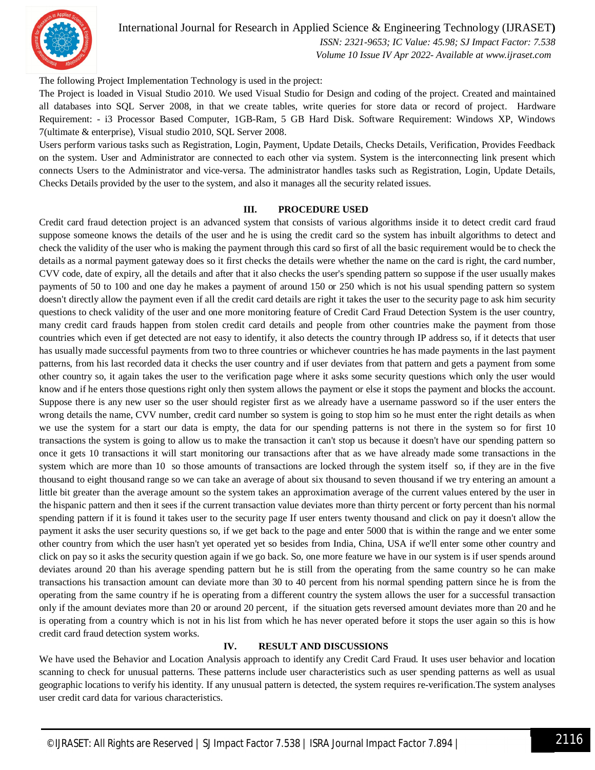The following Project Implementation Technology is used in the project:

The Project is loaded in Visual Studio 2010. We used Visual Studio for Design and coding of the project. Created and maintained all databases into SQL Server 2008, in that we create tables, write queries for store data or record of project. Hardware Requirement: - i3 Processor Based Computer, 1GB-Ram, 5 GB Hard Disk. Software Requirement: Windows XP, Windows 7(ultimate & enterprise), Visual studio 2010, SQL Server 2008.

Users perform various tasks such as Registration, Login, Payment, Update Details, Checks Details, Verification, Provides Feedback on the system. User and Administrator are connected to each other via system. System is the interconnecting link present which connects Users to the Administrator and vice-versa. The administrator handles tasks such as Registration, Login, Update Details, Checks Details provided by the user to the system, and also it manages all the security related issues.

## III. PROCEDURE USED

Credit card fraud detection project is an advanced system that consists of various algorithms inside it to detect credit card fraud suppose someone knows the details of the user and he is using the credit card so the system has inbuilt algorithms to detect and check the validity of the user who is making the payment through this card so first of all the basic requirement would be to check the details as a normal payment gateway does so it first checks the details were whether the name on the card is right, the card number, CVV code, date of expiry, all the details and after that it also checks the user's spending pattern so suppose if the user usually makes payments of 50 to 100 and one day he makes a payment of around 150 or 250 which is not his usual spending pattern so system doesn't directly allow the payment even if all the credit card details are right it takes the user to the security page to ask him security questions to check validity of the user and one more monitoring feature of Credit Card Fraud Detection System is the user country, many credit card frauds happen from stolen credit card details and people from other countries make the payment from those countries which even if get detected are not easy to identify, it also detects the country through IP address so, if it detects that user has usually made successful payments from two to three countries or whichever countries he has made payments in the last payment patterns, from his last recorded data it checks the user country and if user deviates from that pattern and gets a payment from some other country so, it again takes the user to the verification page where it asks some security questions which only the user would know and if he enters those questions right only then system allows the payment or else it stops the payment and blocks the account. Suppose there is any new user so the user should register first as we already have a username password so if the user enters the wrong details the name, CVV number, credit card number so system is going to stop him so he must enter the right details as when we use the system for a start our data is empty, the data for our spending patterns is not there in the system so for first 10 transactions the system is going to allow us to make the transaction it can't stop us because it doesn't have our spending pattern so once it gets 10 transactions it will start monitoring our transactions after that as we have already made some transactions in the system which are more than 10 so those amounts of transactions are locked through the system itself so, if they are in the five thousand to eight thousand range so we can take an average of about six thousand to seven thousand if we try entering an amount a little bit greater than the average amount so the system takes an approximation average of the current values entered by the user in the hispanic pattern and then it sees if the current transaction value deviates more than thirty percent or forty percent than his normal spending pattern if it is found it takes user to the security page If user enters twenty thousand and click on pay it doesn't allow the payment it asks the user security questions so, if we get back to the page and enter 5000 that is within the range and we enter some other country from which the user hasn't yet operated yet so besides from India, China, USA if we'll enter some other country and click on pay so it asks the security question again if we go back. So, one more feature we have in our system is if user spends around deviates around 20 than his average spending pattern but he is still from the operating from the same country so he can make transactions his transaction amount can deviate more than 30 to 40 percent from his normal spending pattern since he is from the operating from the same country if he is operating from a different country the system allows the user for a successful transaction only if the amount deviates more than 20 or around 20 percent, if the situation gets reversed amount deviates more than 20 and he is operating from a country which is not in his list from which he has never operated before it stops the user again so this is how credit card fraud detection system works.

## IV. RESULT AND DISCUSSIONS

We have used the Behavior and Location Analysis approach to identify any Credit Card Fraud. It uses user behavior and location scanning to check for unusual patterns. These patterns include user characteristics such as user spending patterns as well as usual geographic locations to verify his identity. If any unusual pattern is detected, the system requires re-verification.The system analyses user credit card data for various characteristics.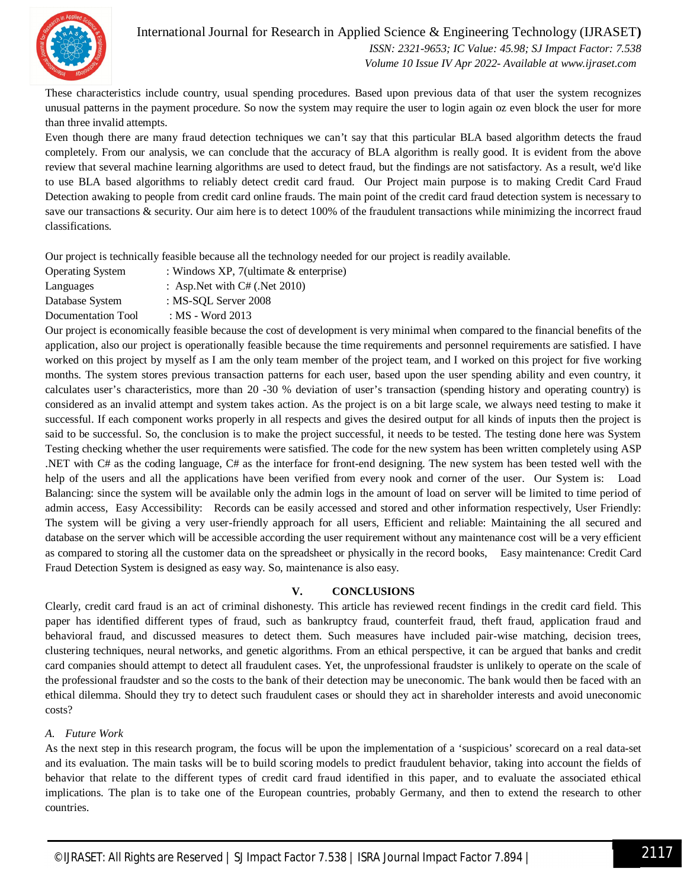These characteristics include country, usual spending procedures. Based upon previous data of that user the system recognizes unusual patterns in the payment procedure. So now the system may require the user to login again oz even block the user for more than three invalid attempts.

Even though there are many fraud detection techniques we can't say that this particular BLA based algorithm detects the fraud completely. From our analysis, we can conclude that the accuracy of BLA algorithm is really good. It is evident from the above review that several machine learning algorithms are used to detect fraud, but the findings are not satisfactory. As a result, we'd like to use BLA based algorithms to reliably detect credit card fraud. Our Project main purpose is to making Credit Card Fraud Detection awaking to people from credit card online frauds. The main point of the credit card fraud detection system is necessary to save our transactions & security. Our aim here is to detect 100% of the fraudulent transactions while minimizing the incorrect fraud classifications.

Our project is technically feasible because all the technology needed for our project is readily available.

| | |
|---|---|
| Operating System | : Windows XP, 7(ultimate & enterprise) |
| Languages | : Asp.Net with C# (.Net 2010) |
| Database System | : MS-SQL Server 2008 |
| Documentation Tool | : MS - Word 2013 |

Our project is economically feasible because the cost of development is very minimal when compared to the financial benefits of the application, also our project is operationally feasible because the time requirements and personnel requirements are satisfied. I have worked on this project by myself as I am the only team member of the project team, and I worked on this project for five working months. The system stores previous transaction patterns for each user, based upon the user spending ability and even country, it calculates user's characteristics, more than 20 -30 % deviation of user's transaction (spending history and operating country) is considered as an invalid attempt and system takes action. As the project is on a bit large scale, we always need testing to make it successful. If each component works properly in all respects and gives the desired output for all kinds of inputs then the project is said to be successful. So, the conclusion is to make the project successful, it needs to be tested. The testing done here was System Testing checking whether the user requirements were satisfied. The code for the new system has been written completely using ASP .NET with C# as the coding language, C# as the interface for front-end designing. The new system has been tested well with the help of the users and all the applications have been verified from every nook and corner of the user. Our System is: Load Balancing: since the system will be available only the admin logs in the amount of load on server will be limited to time period of admin access, Easy Accessibility: Records can be easily accessed and stored and other information respectively, User Friendly: The system will be giving a very user-friendly approach for all users, Efficient and reliable: Maintaining the all secured and database on the server which will be accessible according the user requirement without any maintenance cost will be a very efficient as compared to storing all the customer data on the spreadsheet or physically in the record books, Easy maintenance: Credit Card Fraud Detection System is designed as easy way. So, maintenance is also easy.

## V. CONCLUSIONS

Clearly, credit card fraud is an act of criminal dishonesty. This article has reviewed recent findings in the credit card field. This paper has identified different types of fraud, such as bankruptcy fraud, counterfeit fraud, theft fraud, application fraud and behavioral fraud, and discussed measures to detect them. Such measures have included pair-wise matching, decision trees, clustering techniques, neural networks, and genetic algorithms. From an ethical perspective, it can be argued that banks and credit card companies should attempt to detect all fraudulent cases. Yet, the unprofessional fraudster is unlikely to operate on the scale of the professional fraudster and so the costs to the bank of their detection may be uneconomic. The bank would then be faced with an ethical dilemma. Should they try to detect such fraudulent cases or should they act in shareholder interests and avoid uneconomic costs?

### *A. Future Work*

As the next step in this research program, the focus will be upon the implementation of a 'suspicious' scorecard on a real data-set and its evaluation. The main tasks will be to build scoring models to predict fraudulent behavior, taking into account the fields of behavior that relate to the different types of credit card fraud identified in this paper, and to evaluate the associated ethical implications. The plan is to take one of the European countries, probably Germany, and then to extend the research to other countries.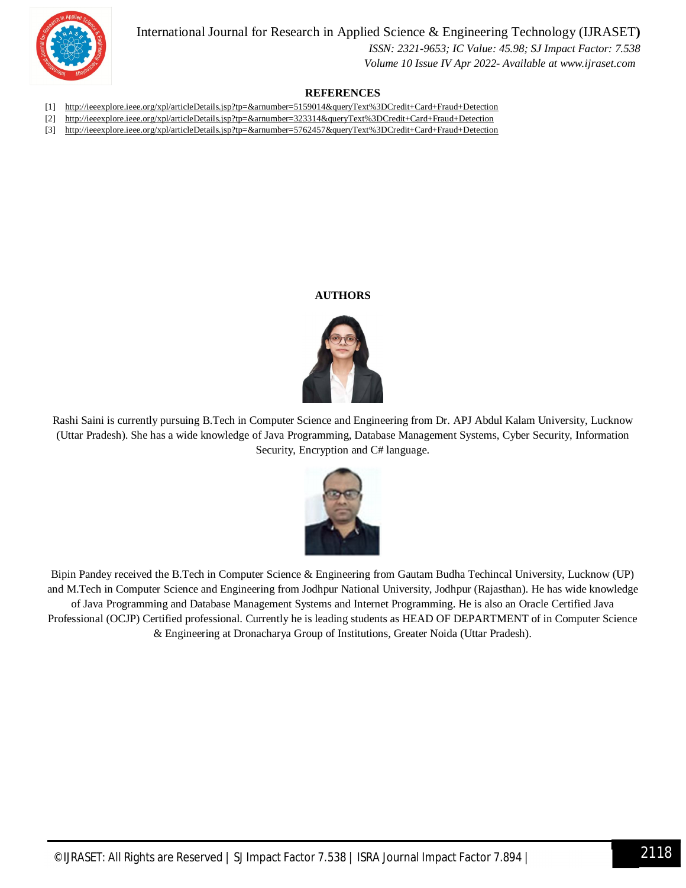## REFERENCES

[1] http://ieeexplore.ieee.org/xpl/articleDetails.jsp?tp=&arnumber=5159014&queryText%3DCredit+Card+Fraud+Detection

[2] http://ieeexplore.ieee.org/xpl/articleDetails.jsp?tp=&arnumber=323314&queryText%3DCredit+Card+Fraud+Detection

[3] http://ieeexplore.ieee.org/xpl/articleDetails.jsp?tp=&arnumber=5762457&queryText%3DCredit+Card+Fraud+Detection

## AUTHORS

Rashi Saini is currently pursuing B.Tech in Computer Science and Engineering from Dr. APJ Abdul Kalam University, Lucknow (Uttar Pradesh). She has a wide knowledge of Java Programming, Database Management Systems, Cyber Security, Information Security, Encryption and C# language.

Bipin Pandey received the B.Tech in Computer Science & Engineering from Gautam Budha Techincal University, Lucknow (UP) and M.Tech in Computer Science and Engineering from Jodhpur National University, Jodhpur (Rajasthan). He has wide knowledge of Java Programming and Database Management Systems and Internet Programming. He is also an Oracle Certified Java Professional (OCJP) Certified professional. Currently he is leading students as HEAD OF DEPARTMENT of in Computer Science & Engineering at Dronacharya Group of Institutions, Greater Noida (Uttar Pradesh).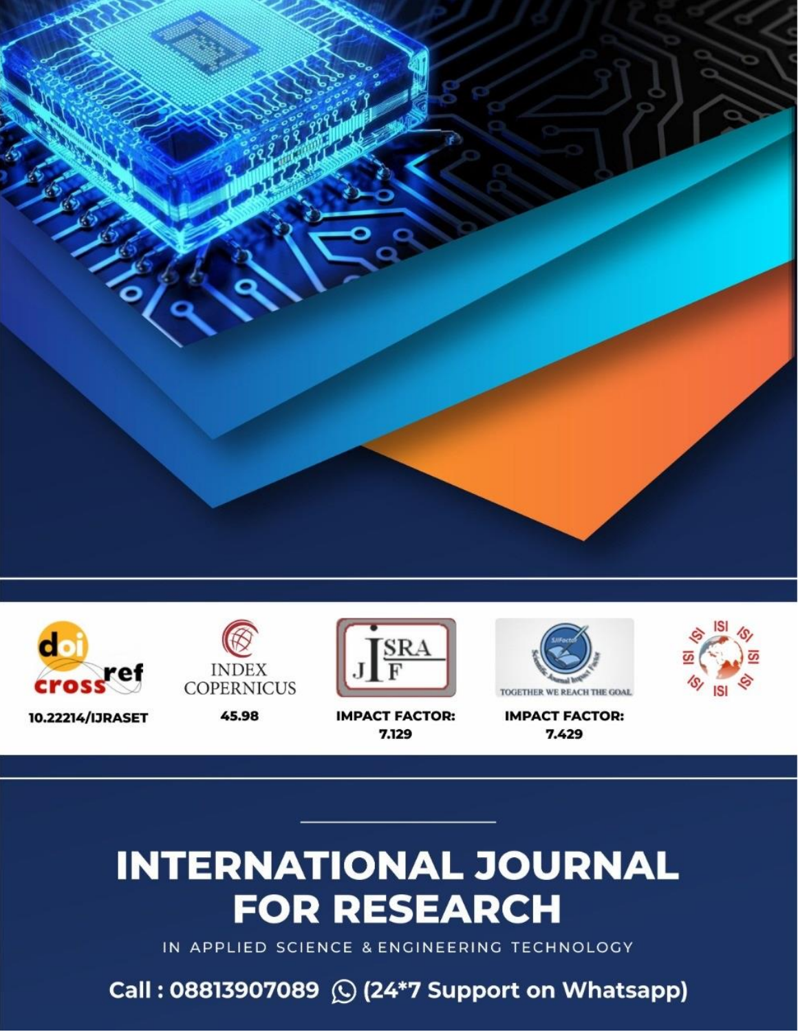10.22214/IJRASET

INDEX COPERNICUS

45.98

IMPACT FACTOR: 7.129

TOGETHER WE REACH THE GOAL

IMPACT FACTOR: 7.429

# INTERNATIONAL JOURNAL FOR RESEARCH

IN APPLIED SCIENCE & ENGINEERING TECHNOLOGY

Call : 08813907089 (24*7 Support on Whatsapp)